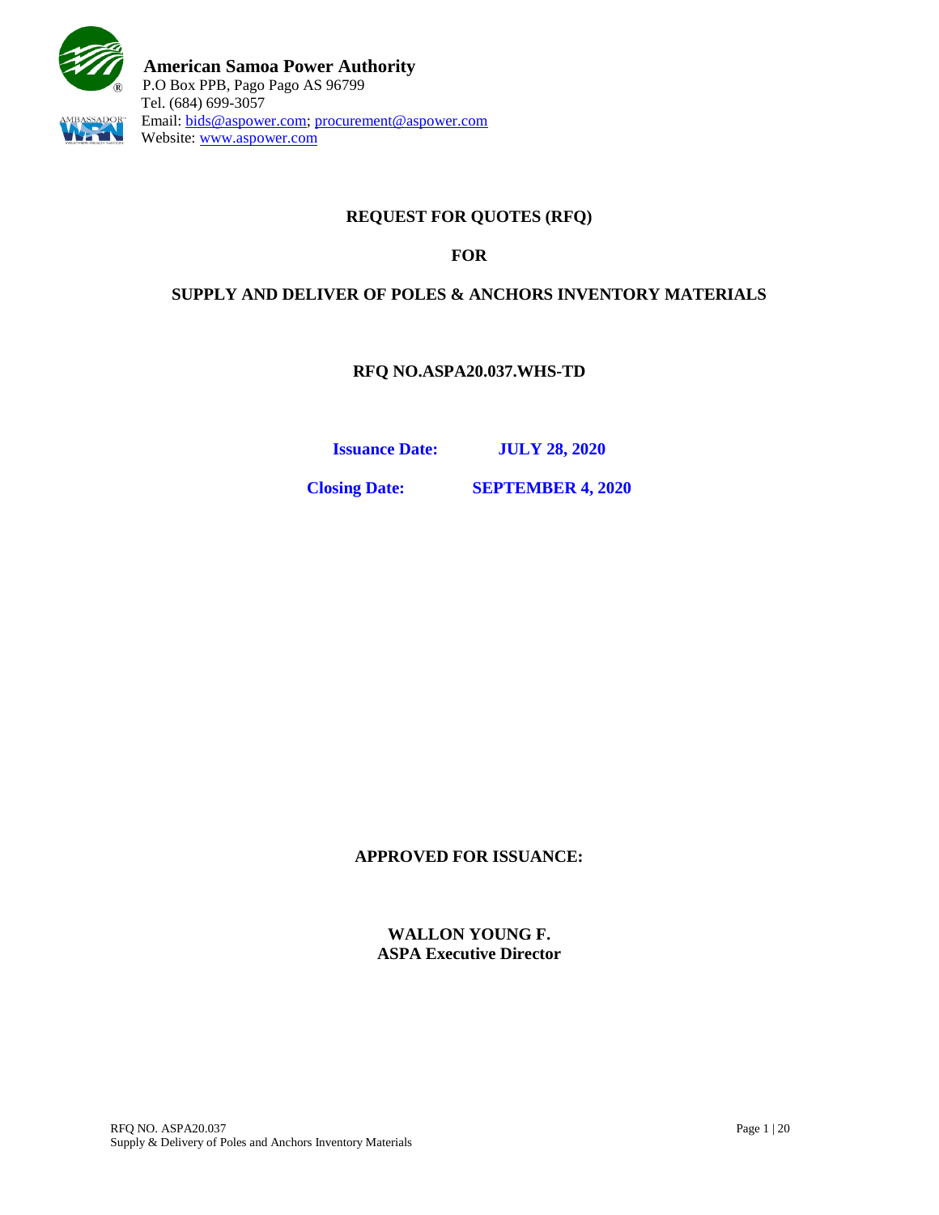**American Samoa Power Authority**
P.O Box PPB, Pago Pago AS 96799
Tel. (684) 699-3057
Email: bids@aspower.com; procurement@aspower.com
Website: www.aspower.com

# REQUEST FOR QUOTES (RFQ)

## FOR

## SUPPLY AND DELIVER OF POLES & ANCHORS INVENTORY MATERIALS

### RFQ NO.ASPA20.037.WHS-TD

**Issuance Date:** **JULY 28, 2020**

**Closing Date:** **SEPTEMBER 4, 2020**

**APPROVED FOR ISSUANCE:**

**WALLON YOUNG F.**
**ASPA Executive Director**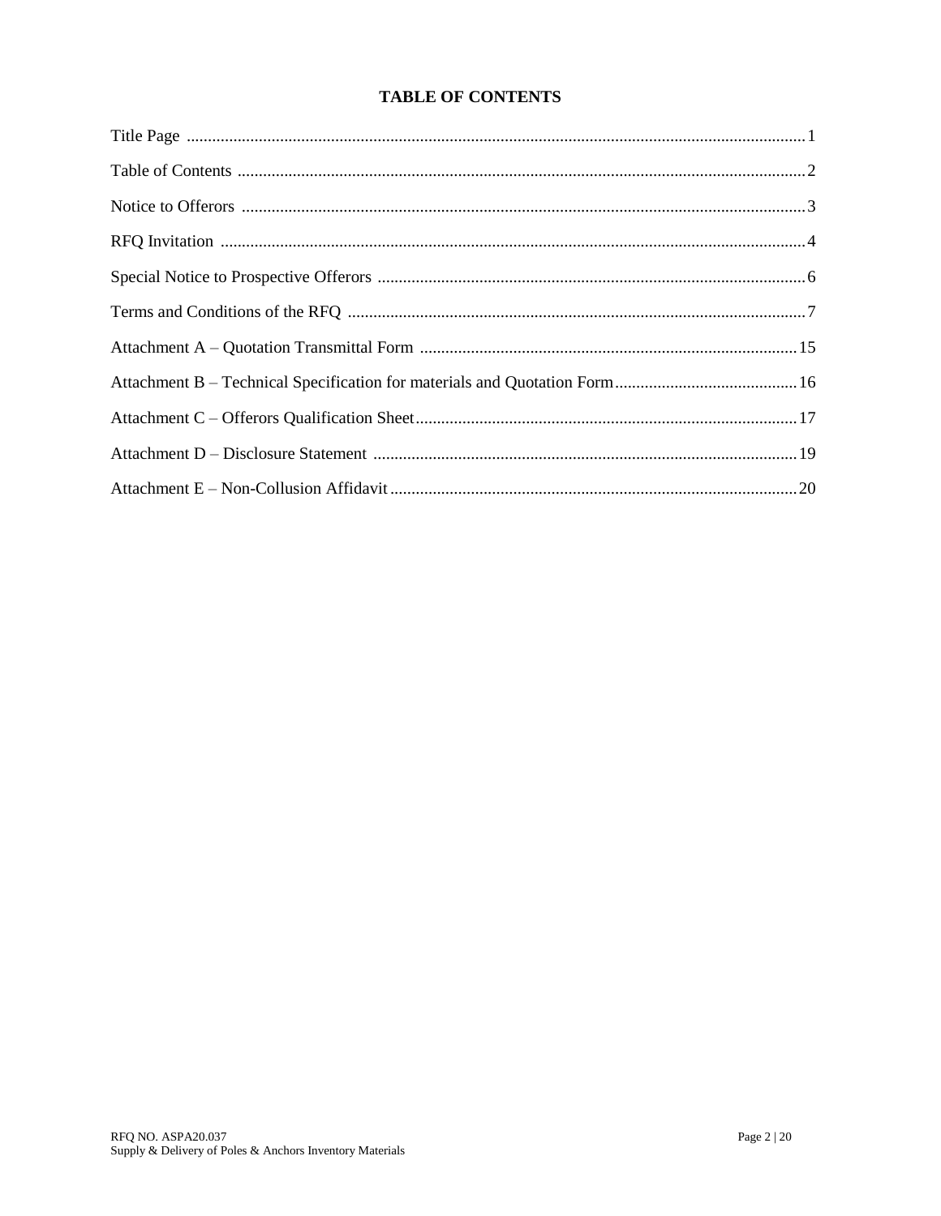# TABLE OF CONTENTS

| Section | Page |
| --- | --- |
| Title Page | 1 |
| Table of Contents | 2 |
| Notice to Offerors | 3 |
| RFQ Invitation | 4 |
| Special Notice to Prospective Offerors | 6 |
| Terms and Conditions of the RFQ | 7 |
| Attachment A – Quotation Transmittal Form | 15 |
| Attachment B – Technical Specification for materials and Quotation Form | 16 |
| Attachment C – Offerors Qualification Sheet | 17 |
| Attachment D – Disclosure Statement | 19 |
| Attachment E – Non-Collusion Affidavit | 20 |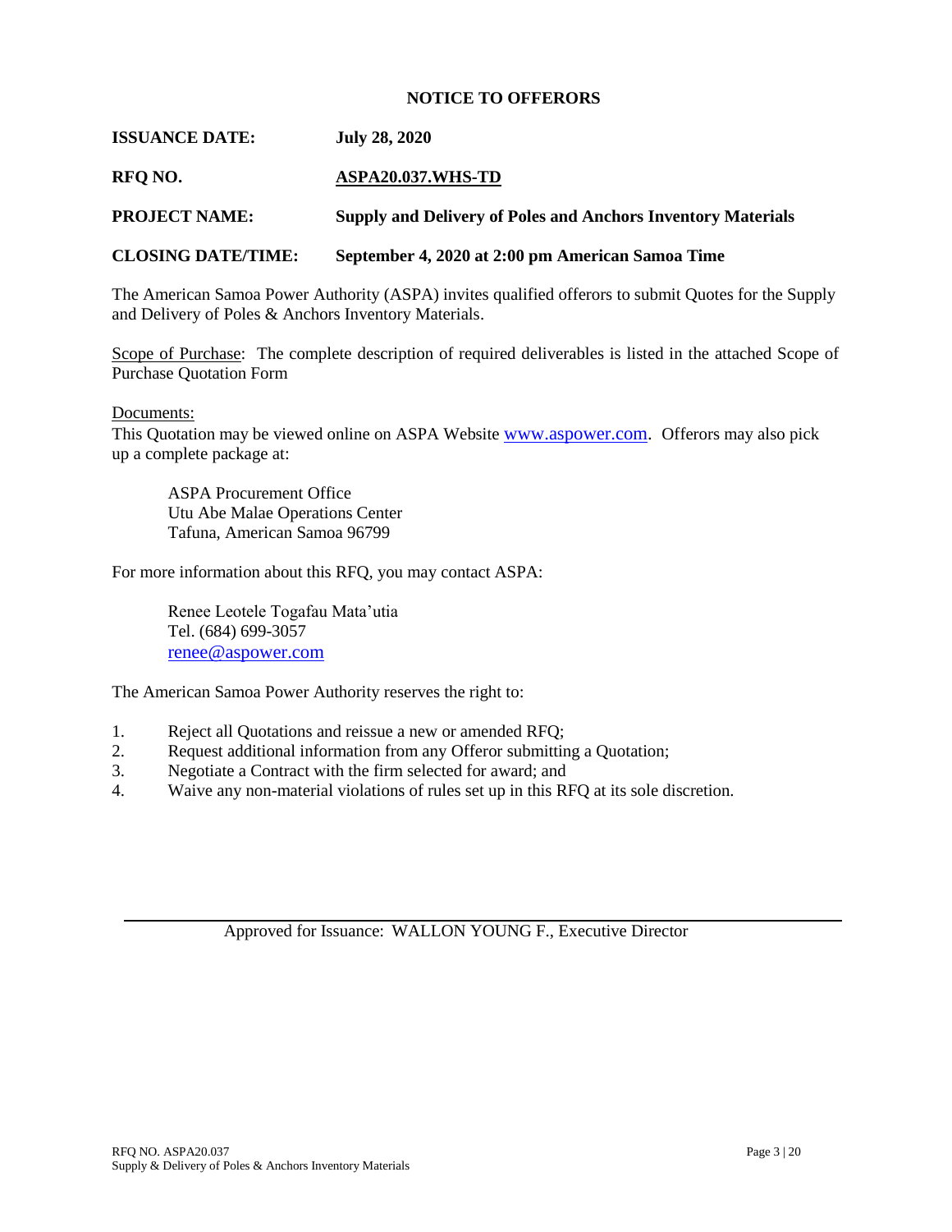# NOTICE TO OFFERORS

**ISSUANCE DATE:** **July 28, 2020**

**RFQ NO.** **ASPA20.037.WHS-TD**

**PROJECT NAME:** **Supply and Delivery of Poles and Anchors Inventory Materials**

**CLOSING DATE/TIME:** **September 4, 2020 at 2:00 pm American Samoa Time**

The American Samoa Power Authority (ASPA) invites qualified offerors to submit Quotes for the Supply and Delivery of Poles & Anchors Inventory Materials.

Scope of Purchase: The complete description of required deliverables is listed in the attached Scope of Purchase Quotation Form

Documents:
This Quotation may be viewed online on ASPA Website www.aspower.com. Offerors may also pick up a complete package at:

ASPA Procurement Office
Utu Abe Malae Operations Center
Tafuna, American Samoa 96799

For more information about this RFQ, you may contact ASPA:

Renee Leotele Togafau Mata'utia
Tel. (684) 699-3057
renee@aspower.com

The American Samoa Power Authority reserves the right to:

1. Reject all Quotations and reissue a new or amended RFQ;
2. Request additional information from any Offeror submitting a Quotation;
3. Negotiate a Contract with the firm selected for award; and
4. Waive any non-material violations of rules set up in this RFQ at its sole discretion.

Approved for Issuance: WALLON YOUNG F., Executive Director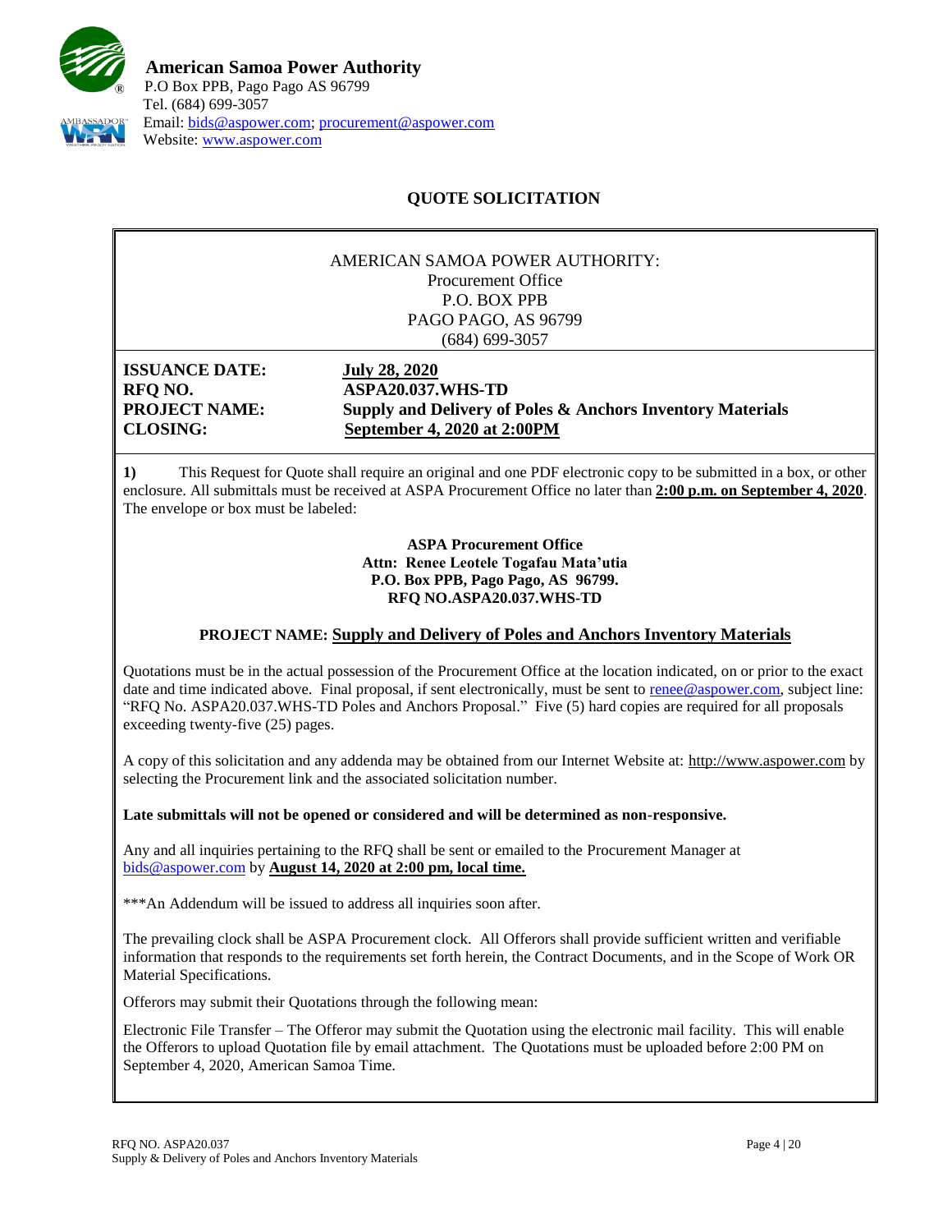**American Samoa Power Authority**
P.O Box PPB, Pago Pago AS 96799
Tel. (684) 699-3057
Email: bids@aspower.com; procurement@aspower.com
Website: www.aspower.com

## QUOTE SOLICITATION

AMERICAN SAMOA POWER AUTHORITY:
Procurement Office
P.O. BOX PPB
PAGO PAGO, AS 96799
(684) 699-3057

**ISSUANCE DATE:** **July 28, 2020**
**RFQ NO.** **ASPA20.037.WHS-TD**
**PROJECT NAME:** **Supply and Delivery of Poles & Anchors Inventory Materials**
**CLOSING:** **September 4, 2020 at 2:00PM**

**1)** This Request for Quote shall require an original and one PDF electronic copy to be submitted in a box, or other enclosure. All submittals must be received at ASPA Procurement Office no later than **2:00 p.m. on September 4, 2020**. The envelope or box must be labeled:

**ASPA Procurement Office**
**Attn: Renee Leotele Togafau Mata'utia**
**P.O. Box PPB, Pago Pago, AS 96799.**
**RFQ NO.ASPA20.037.WHS-TD**

**PROJECT NAME: Supply and Delivery of Poles and Anchors Inventory Materials**

Quotations must be in the actual possession of the Procurement Office at the location indicated, on or prior to the exact date and time indicated above. Final proposal, if sent electronically, must be sent to renee@aspower.com, subject line: "RFQ No. ASPA20.037.WHS-TD Poles and Anchors Proposal." Five (5) hard copies are required for all proposals exceeding twenty-five (25) pages.

A copy of this solicitation and any addenda may be obtained from our Internet Website at: http://www.aspower.com by selecting the Procurement link and the associated solicitation number.

**Late submittals will not be opened or considered and will be determined as non-responsive.**

Any and all inquiries pertaining to the RFQ shall be sent or emailed to the Procurement Manager at bids@aspower.com by **August 14, 2020 at 2:00 pm, local time.**

***An Addendum will be issued to address all inquiries soon after.

The prevailing clock shall be ASPA Procurement clock. All Offerors shall provide sufficient written and verifiable information that responds to the requirements set forth herein, the Contract Documents, and in the Scope of Work OR Material Specifications.

Offerors may submit their Quotations through the following mean:

Electronic File Transfer – The Offeror may submit the Quotation using the electronic mail facility. This will enable the Offerors to upload Quotation file by email attachment. The Quotations must be uploaded before 2:00 PM on September 4, 2020, American Samoa Time.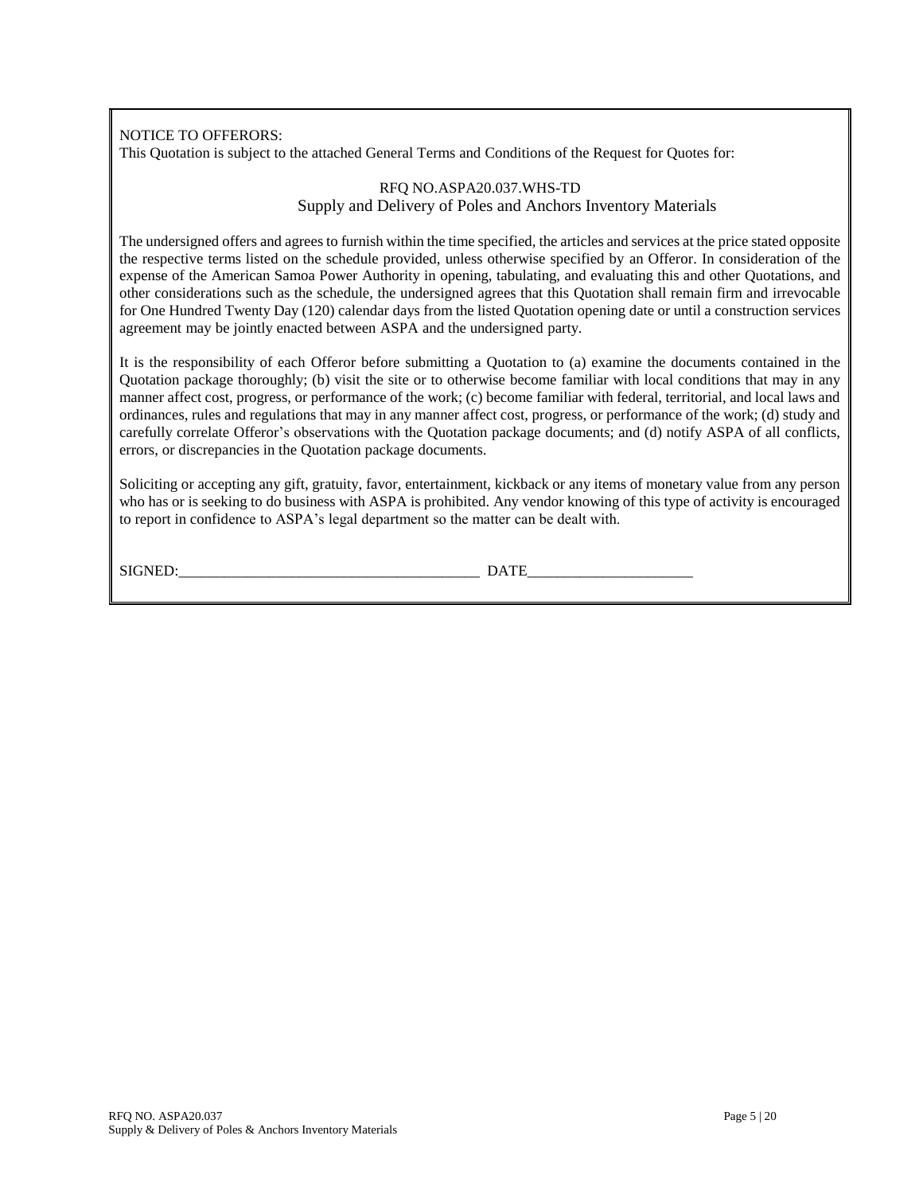NOTICE TO OFFERORS:
This Quotation is subject to the attached General Terms and Conditions of the Request for Quotes for:

RFQ NO.ASPA20.037.WHS-TD
Supply and Delivery of Poles and Anchors Inventory Materials

The undersigned offers and agrees to furnish within the time specified, the articles and services at the price stated opposite the respective terms listed on the schedule provided, unless otherwise specified by an Offeror. In consideration of the expense of the American Samoa Power Authority in opening, tabulating, and evaluating this and other Quotations, and other considerations such as the schedule, the undersigned agrees that this Quotation shall remain firm and irrevocable for One Hundred Twenty Day (120) calendar days from the listed Quotation opening date or until a construction services agreement may be jointly enacted between ASPA and the undersigned party.

It is the responsibility of each Offeror before submitting a Quotation to (a) examine the documents contained in the Quotation package thoroughly; (b) visit the site or to otherwise become familiar with local conditions that may in any manner affect cost, progress, or performance of the work; (c) become familiar with federal, territorial, and local laws and ordinances, rules and regulations that may in any manner affect cost, progress, or performance of the work; (d) study and carefully correlate Offeror's observations with the Quotation package documents; and (d) notify ASPA of all conflicts, errors, or discrepancies in the Quotation package documents.

Soliciting or accepting any gift, gratuity, favor, entertainment, kickback or any items of monetary value from any person who has or is seeking to do business with ASPA is prohibited. Any vendor knowing of this type of activity is encouraged to report in confidence to ASPA's legal department so the matter can be dealt with.

SIGNED:________________________________________ DATE______________________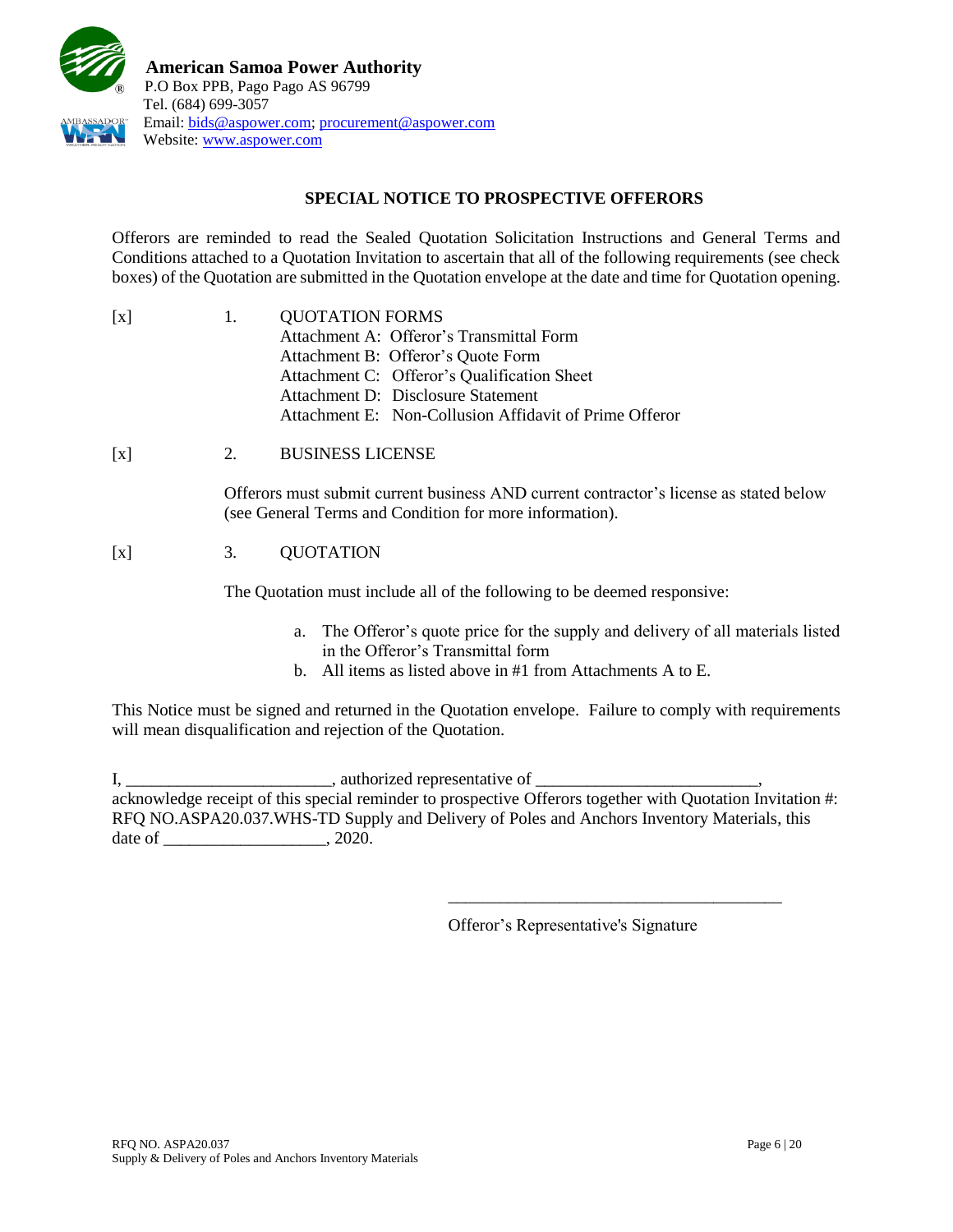**American Samoa Power Authority**
P.O Box PPB, Pago Pago AS 96799
Tel. (684) 699-3057
Email: bids@aspower.com; procurement@aspower.com
Website: www.aspower.com

## SPECIAL NOTICE TO PROSPECTIVE OFFERORS

Offerors are reminded to read the Sealed Quotation Solicitation Instructions and General Terms and Conditions attached to a Quotation Invitation to ascertain that all of the following requirements (see check boxes) of the Quotation are submitted in the Quotation envelope at the date and time for Quotation opening.

[x] 1. QUOTATION FORMS
- Attachment A: Offeror's Transmittal Form
- Attachment B: Offeror's Quote Form
- Attachment C: Offeror's Qualification Sheet
- Attachment D: Disclosure Statement
- Attachment E: Non-Collusion Affidavit of Prime Offeror

[x] 2. BUSINESS LICENSE

Offerors must submit current business AND current contractor's license as stated below (see General Terms and Condition for more information).

[x] 3. QUOTATION

The Quotation must include all of the following to be deemed responsive:

a. The Offeror's quote price for the supply and delivery of all materials listed in the Offeror's Transmittal form
b. All items as listed above in #1 from Attachments A to E.

This Notice must be signed and returned in the Quotation envelope. Failure to comply with requirements will mean disqualification and rejection of the Quotation.

I, ________________________, authorized representative of _________________________, acknowledge receipt of this special reminder to prospective Offerors together with Quotation Invitation #: RFQ NO.ASPA20.037.WHS-TD Supply and Delivery of Poles and Anchors Inventory Materials, this date of ___________________, 2020.

_______________________________________

Offeror's Representative's Signature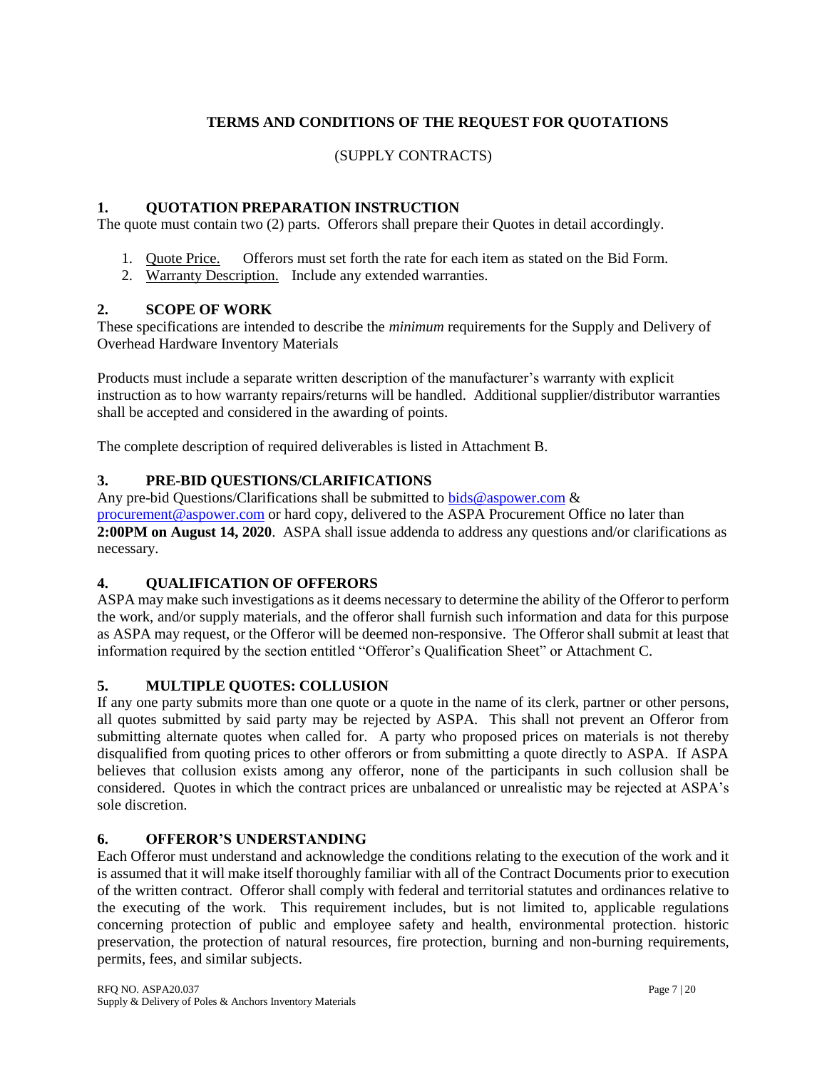# TERMS AND CONDITIONS OF THE REQUEST FOR QUOTATIONS

(SUPPLY CONTRACTS)

## 1. QUOTATION PREPARATION INSTRUCTION

The quote must contain two (2) parts. Offerors shall prepare their Quotes in detail accordingly.

1. Quote Price. Offerors must set forth the rate for each item as stated on the Bid Form.
2. Warranty Description. Include any extended warranties.

## 2. SCOPE OF WORK

These specifications are intended to describe the *minimum* requirements for the Supply and Delivery of Overhead Hardware Inventory Materials

Products must include a separate written description of the manufacturer's warranty with explicit instruction as to how warranty repairs/returns will be handled. Additional supplier/distributor warranties shall be accepted and considered in the awarding of points.

The complete description of required deliverables is listed in Attachment B.

## 3. PRE-BID QUESTIONS/CLARIFICATIONS

Any pre-bid Questions/Clarifications shall be submitted to bids@aspower.com & procurement@aspower.com or hard copy, delivered to the ASPA Procurement Office no later than **2:00PM on August 14, 2020**. ASPA shall issue addenda to address any questions and/or clarifications as necessary.

## 4. QUALIFICATION OF OFFERORS

ASPA may make such investigations as it deems necessary to determine the ability of the Offeror to perform the work, and/or supply materials, and the offeror shall furnish such information and data for this purpose as ASPA may request, or the Offeror will be deemed non-responsive. The Offeror shall submit at least that information required by the section entitled "Offeror's Qualification Sheet" or Attachment C.

## 5. MULTIPLE QUOTES: COLLUSION

If any one party submits more than one quote or a quote in the name of its clerk, partner or other persons, all quotes submitted by said party may be rejected by ASPA. This shall not prevent an Offeror from submitting alternate quotes when called for. A party who proposed prices on materials is not thereby disqualified from quoting prices to other offerors or from submitting a quote directly to ASPA. If ASPA believes that collusion exists among any offeror, none of the participants in such collusion shall be considered. Quotes in which the contract prices are unbalanced or unrealistic may be rejected at ASPA's sole discretion.

## 6. OFFEROR'S UNDERSTANDING

Each Offeror must understand and acknowledge the conditions relating to the execution of the work and it is assumed that it will make itself thoroughly familiar with all of the Contract Documents prior to execution of the written contract. Offeror shall comply with federal and territorial statutes and ordinances relative to the executing of the work. This requirement includes, but is not limited to, applicable regulations concerning protection of public and employee safety and health, environmental protection. historic preservation, the protection of natural resources, fire protection, burning and non-burning requirements, permits, fees, and similar subjects.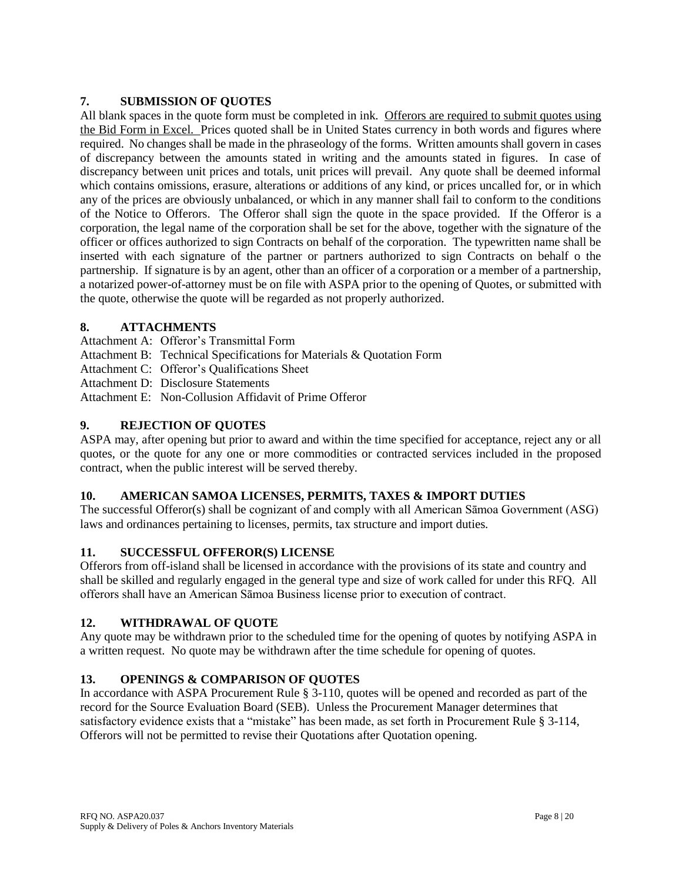## 7. SUBMISSION OF QUOTES

All blank spaces in the quote form must be completed in ink. <u>Offerors are required to submit quotes using the Bid Form in Excel.</u> Prices quoted shall be in United States currency in both words and figures where required. No changes shall be made in the phraseology of the forms. Written amounts shall govern in cases of discrepancy between the amounts stated in writing and the amounts stated in figures. In case of discrepancy between unit prices and totals, unit prices will prevail. Any quote shall be deemed informal which contains omissions, erasure, alterations or additions of any kind, or prices uncalled for, or in which any of the prices are obviously unbalanced, or which in any manner shall fail to conform to the conditions of the Notice to Offerors. The Offeror shall sign the quote in the space provided. If the Offeror is a corporation, the legal name of the corporation shall be set for the above, together with the signature of the officer or offices authorized to sign Contracts on behalf of the corporation. The typewritten name shall be inserted with each signature of the partner or partners authorized to sign Contracts on behalf o the partnership. If signature is by an agent, other than an officer of a corporation or a member of a partnership, a notarized power-of-attorney must be on file with ASPA prior to the opening of Quotes, or submitted with the quote, otherwise the quote will be regarded as not properly authorized.

## 8. ATTACHMENTS

Attachment A: Offeror's Transmittal Form
Attachment B: Technical Specifications for Materials & Quotation Form
Attachment C: Offeror's Qualifications Sheet
Attachment D: Disclosure Statements
Attachment E: Non-Collusion Affidavit of Prime Offeror

## 9. REJECTION OF QUOTES

ASPA may, after opening but prior to award and within the time specified for acceptance, reject any or all quotes, or the quote for any one or more commodities or contracted services included in the proposed contract, when the public interest will be served thereby.

## 10. AMERICAN SAMOA LICENSES, PERMITS, TAXES & IMPORT DUTIES

The successful Offeror(s) shall be cognizant of and comply with all American Sāmoa Government (ASG) laws and ordinances pertaining to licenses, permits, tax structure and import duties.

## 11. SUCCESSFUL OFFEROR(S) LICENSE

Offerors from off-island shall be licensed in accordance with the provisions of its state and country and shall be skilled and regularly engaged in the general type and size of work called for under this RFQ. All offerors shall have an American Sāmoa Business license prior to execution of contract.

## 12. WITHDRAWAL OF QUOTE

Any quote may be withdrawn prior to the scheduled time for the opening of quotes by notifying ASPA in a written request. No quote may be withdrawn after the time schedule for opening of quotes.

## 13. OPENINGS & COMPARISON OF QUOTES

In accordance with ASPA Procurement Rule § 3-110, quotes will be opened and recorded as part of the record for the Source Evaluation Board (SEB). Unless the Procurement Manager determines that satisfactory evidence exists that a "mistake" has been made, as set forth in Procurement Rule § 3-114, Offerors will not be permitted to revise their Quotations after Quotation opening.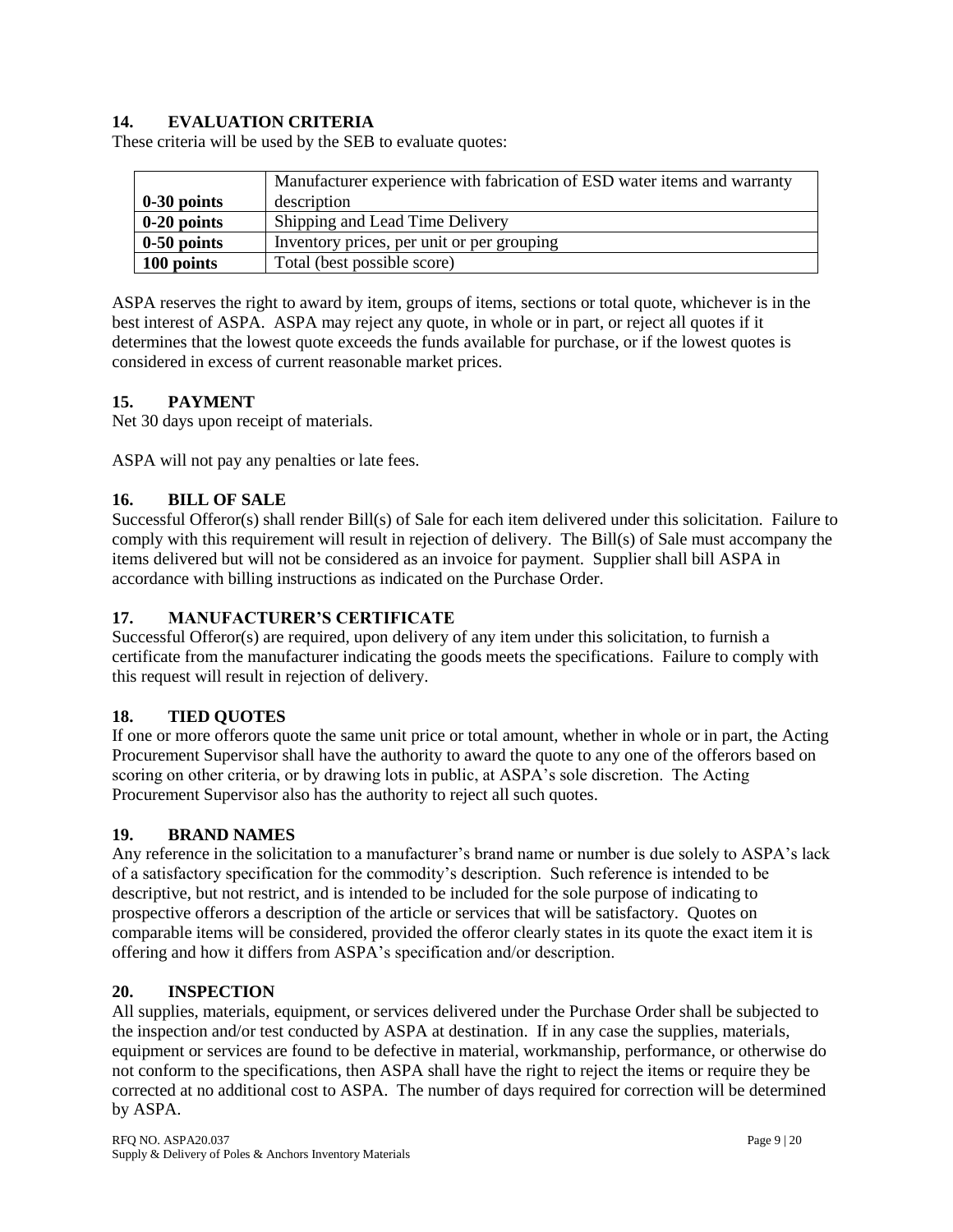## 14. EVALUATION CRITERIA

These criteria will be used by the SEB to evaluate quotes:

| | |
|---|---|
| **0-30 points** | Manufacturer experience with fabrication of ESD water items and warranty description |
| **0-20 points** | Shipping and Lead Time Delivery |
| **0-50 points** | Inventory prices, per unit or per grouping |
| **100 points** | Total (best possible score) |

ASPA reserves the right to award by item, groups of items, sections or total quote, whichever is in the best interest of ASPA. ASPA may reject any quote, in whole or in part, or reject all quotes if it determines that the lowest quote exceeds the funds available for purchase, or if the lowest quotes is considered in excess of current reasonable market prices.

## 15. PAYMENT

Net 30 days upon receipt of materials.

ASPA will not pay any penalties or late fees.

## 16. BILL OF SALE

Successful Offeror(s) shall render Bill(s) of Sale for each item delivered under this solicitation. Failure to comply with this requirement will result in rejection of delivery. The Bill(s) of Sale must accompany the items delivered but will not be considered as an invoice for payment. Supplier shall bill ASPA in accordance with billing instructions as indicated on the Purchase Order.

## 17. MANUFACTURER'S CERTIFICATE

Successful Offeror(s) are required, upon delivery of any item under this solicitation, to furnish a certificate from the manufacturer indicating the goods meets the specifications. Failure to comply with this request will result in rejection of delivery.

## 18. TIED QUOTES

If one or more offerors quote the same unit price or total amount, whether in whole or in part, the Acting Procurement Supervisor shall have the authority to award the quote to any one of the offerors based on scoring on other criteria, or by drawing lots in public, at ASPA's sole discretion. The Acting Procurement Supervisor also has the authority to reject all such quotes.

## 19. BRAND NAMES

Any reference in the solicitation to a manufacturer's brand name or number is due solely to ASPA's lack of a satisfactory specification for the commodity's description. Such reference is intended to be descriptive, but not restrict, and is intended to be included for the sole purpose of indicating to prospective offerors a description of the article or services that will be satisfactory. Quotes on comparable items will be considered, provided the offeror clearly states in its quote the exact item it is offering and how it differs from ASPA's specification and/or description.

## 20. INSPECTION

All supplies, materials, equipment, or services delivered under the Purchase Order shall be subjected to the inspection and/or test conducted by ASPA at destination. If in any case the supplies, materials, equipment or services are found to be defective in material, workmanship, performance, or otherwise do not conform to the specifications, then ASPA shall have the right to reject the items or require they be corrected at no additional cost to ASPA. The number of days required for correction will be determined by ASPA.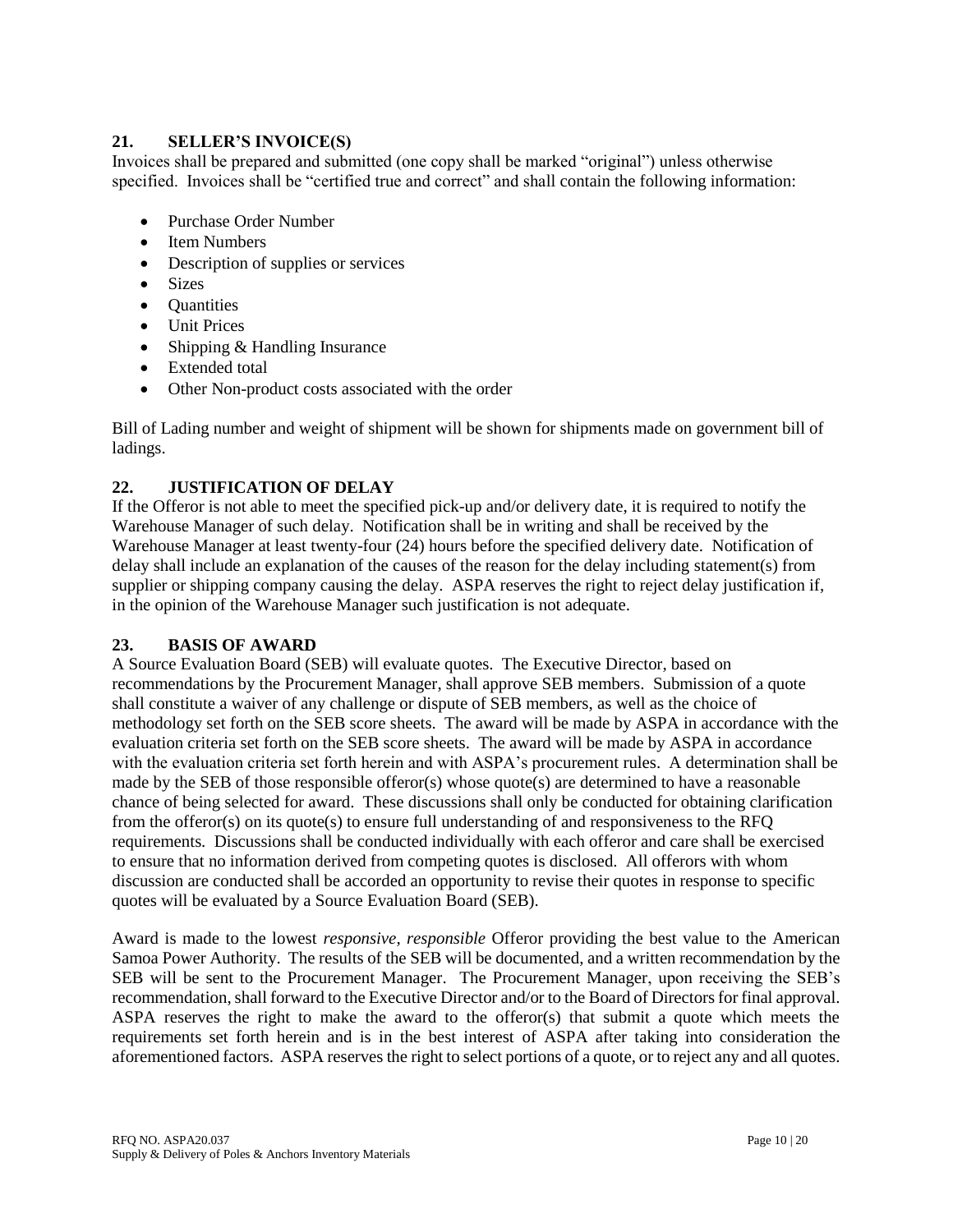## 21. SELLER'S INVOICE(S)

Invoices shall be prepared and submitted (one copy shall be marked "original") unless otherwise specified. Invoices shall be "certified true and correct" and shall contain the following information:

- Purchase Order Number
- Item Numbers
- Description of supplies or services
- Sizes
- Quantities
- Unit Prices
- Shipping & Handling Insurance
- Extended total
- Other Non-product costs associated with the order

Bill of Lading number and weight of shipment will be shown for shipments made on government bill of ladings.

## 22. JUSTIFICATION OF DELAY

If the Offeror is not able to meet the specified pick-up and/or delivery date, it is required to notify the Warehouse Manager of such delay. Notification shall be in writing and shall be received by the Warehouse Manager at least twenty-four (24) hours before the specified delivery date. Notification of delay shall include an explanation of the causes of the reason for the delay including statement(s) from supplier or shipping company causing the delay. ASPA reserves the right to reject delay justification if, in the opinion of the Warehouse Manager such justification is not adequate.

## 23. BASIS OF AWARD

A Source Evaluation Board (SEB) will evaluate quotes. The Executive Director, based on recommendations by the Procurement Manager, shall approve SEB members. Submission of a quote shall constitute a waiver of any challenge or dispute of SEB members, as well as the choice of methodology set forth on the SEB score sheets. The award will be made by ASPA in accordance with the evaluation criteria set forth on the SEB score sheets. The award will be made by ASPA in accordance with the evaluation criteria set forth herein and with ASPA's procurement rules. A determination shall be made by the SEB of those responsible offeror(s) whose quote(s) are determined to have a reasonable chance of being selected for award. These discussions shall only be conducted for obtaining clarification from the offeror(s) on its quote(s) to ensure full understanding of and responsiveness to the RFQ requirements. Discussions shall be conducted individually with each offeror and care shall be exercised to ensure that no information derived from competing quotes is disclosed. All offerors with whom discussion are conducted shall be accorded an opportunity to revise their quotes in response to specific quotes will be evaluated by a Source Evaluation Board (SEB).

Award is made to the lowest *responsive, responsible* Offeror providing the best value to the American Samoa Power Authority. The results of the SEB will be documented, and a written recommendation by the SEB will be sent to the Procurement Manager. The Procurement Manager, upon receiving the SEB's recommendation, shall forward to the Executive Director and/or to the Board of Directors for final approval. ASPA reserves the right to make the award to the offeror(s) that submit a quote which meets the requirements set forth herein and is in the best interest of ASPA after taking into consideration the aforementioned factors. ASPA reserves the right to select portions of a quote, or to reject any and all quotes.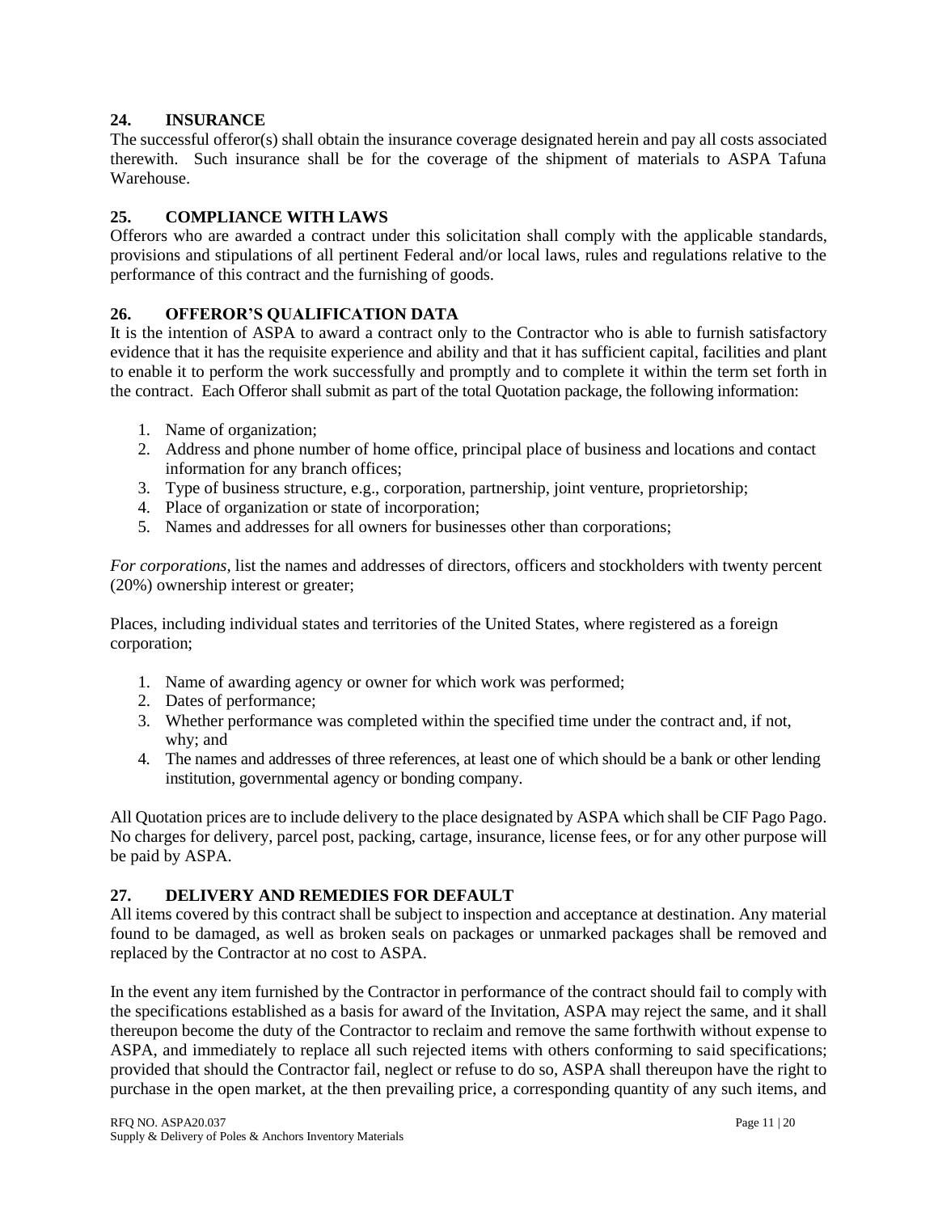## 24. INSURANCE

The successful offeror(s) shall obtain the insurance coverage designated herein and pay all costs associated therewith. Such insurance shall be for the coverage of the shipment of materials to ASPA Tafuna Warehouse.

## 25. COMPLIANCE WITH LAWS

Offerors who are awarded a contract under this solicitation shall comply with the applicable standards, provisions and stipulations of all pertinent Federal and/or local laws, rules and regulations relative to the performance of this contract and the furnishing of goods.

## 26. OFFEROR'S QUALIFICATION DATA

It is the intention of ASPA to award a contract only to the Contractor who is able to furnish satisfactory evidence that it has the requisite experience and ability and that it has sufficient capital, facilities and plant to enable it to perform the work successfully and promptly and to complete it within the term set forth in the contract. Each Offeror shall submit as part of the total Quotation package, the following information:

1. Name of organization;
2. Address and phone number of home office, principal place of business and locations and contact information for any branch offices;
3. Type of business structure, e.g., corporation, partnership, joint venture, proprietorship;
4. Place of organization or state of incorporation;
5. Names and addresses for all owners for businesses other than corporations;

*For corporations,* list the names and addresses of directors, officers and stockholders with twenty percent (20%) ownership interest or greater;

Places, including individual states and territories of the United States, where registered as a foreign corporation;

1. Name of awarding agency or owner for which work was performed;
2. Dates of performance;
3. Whether performance was completed within the specified time under the contract and, if not, why; and
4. The names and addresses of three references, at least one of which should be a bank or other lending institution, governmental agency or bonding company.

All Quotation prices are to include delivery to the place designated by ASPA which shall be CIF Pago Pago. No charges for delivery, parcel post, packing, cartage, insurance, license fees, or for any other purpose will be paid by ASPA.

## 27. DELIVERY AND REMEDIES FOR DEFAULT

All items covered by this contract shall be subject to inspection and acceptance at destination. Any material found to be damaged, as well as broken seals on packages or unmarked packages shall be removed and replaced by the Contractor at no cost to ASPA.

In the event any item furnished by the Contractor in performance of the contract should fail to comply with the specifications established as a basis for award of the Invitation, ASPA may reject the same, and it shall thereupon become the duty of the Contractor to reclaim and remove the same forthwith without expense to ASPA, and immediately to replace all such rejected items with others conforming to said specifications; provided that should the Contractor fail, neglect or refuse to do so, ASPA shall thereupon have the right to purchase in the open market, at the then prevailing price, a corresponding quantity of any such items, and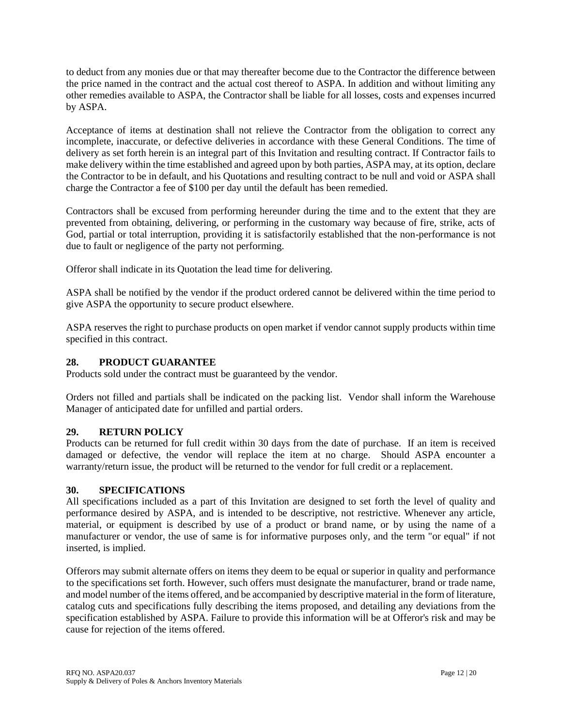to deduct from any monies due or that may thereafter become due to the Contractor the difference between the price named in the contract and the actual cost thereof to ASPA. In addition and without limiting any other remedies available to ASPA, the Contractor shall be liable for all losses, costs and expenses incurred by ASPA.

Acceptance of items at destination shall not relieve the Contractor from the obligation to correct any incomplete, inaccurate, or defective deliveries in accordance with these General Conditions. The time of delivery as set forth herein is an integral part of this Invitation and resulting contract. If Contractor fails to make delivery within the time established and agreed upon by both parties, ASPA may, at its option, declare the Contractor to be in default, and his Quotations and resulting contract to be null and void or ASPA shall charge the Contractor a fee of $100 per day until the default has been remedied.

Contractors shall be excused from performing hereunder during the time and to the extent that they are prevented from obtaining, delivering, or performing in the customary way because of fire, strike, acts of God, partial or total interruption, providing it is satisfactorily established that the non-performance is not due to fault or negligence of the party not performing.

Offeror shall indicate in its Quotation the lead time for delivering.

ASPA shall be notified by the vendor if the product ordered cannot be delivered within the time period to give ASPA the opportunity to secure product elsewhere.

ASPA reserves the right to purchase products on open market if vendor cannot supply products within time specified in this contract.

## 28. PRODUCT GUARANTEE

Products sold under the contract must be guaranteed by the vendor.

Orders not filled and partials shall be indicated on the packing list. Vendor shall inform the Warehouse Manager of anticipated date for unfilled and partial orders.

## 29. RETURN POLICY

Products can be returned for full credit within 30 days from the date of purchase. If an item is received damaged or defective, the vendor will replace the item at no charge. Should ASPA encounter a warranty/return issue, the product will be returned to the vendor for full credit or a replacement.

## 30. SPECIFICATIONS

All specifications included as a part of this Invitation are designed to set forth the level of quality and performance desired by ASPA, and is intended to be descriptive, not restrictive. Whenever any article, material, or equipment is described by use of a product or brand name, or by using the name of a manufacturer or vendor, the use of same is for informative purposes only, and the term "or equal" if not inserted, is implied.

Offerors may submit alternate offers on items they deem to be equal or superior in quality and performance to the specifications set forth. However, such offers must designate the manufacturer, brand or trade name, and model number of the items offered, and be accompanied by descriptive material in the form of literature, catalog cuts and specifications fully describing the items proposed, and detailing any deviations from the specification established by ASPA. Failure to provide this information will be at Offeror's risk and may be cause for rejection of the items offered.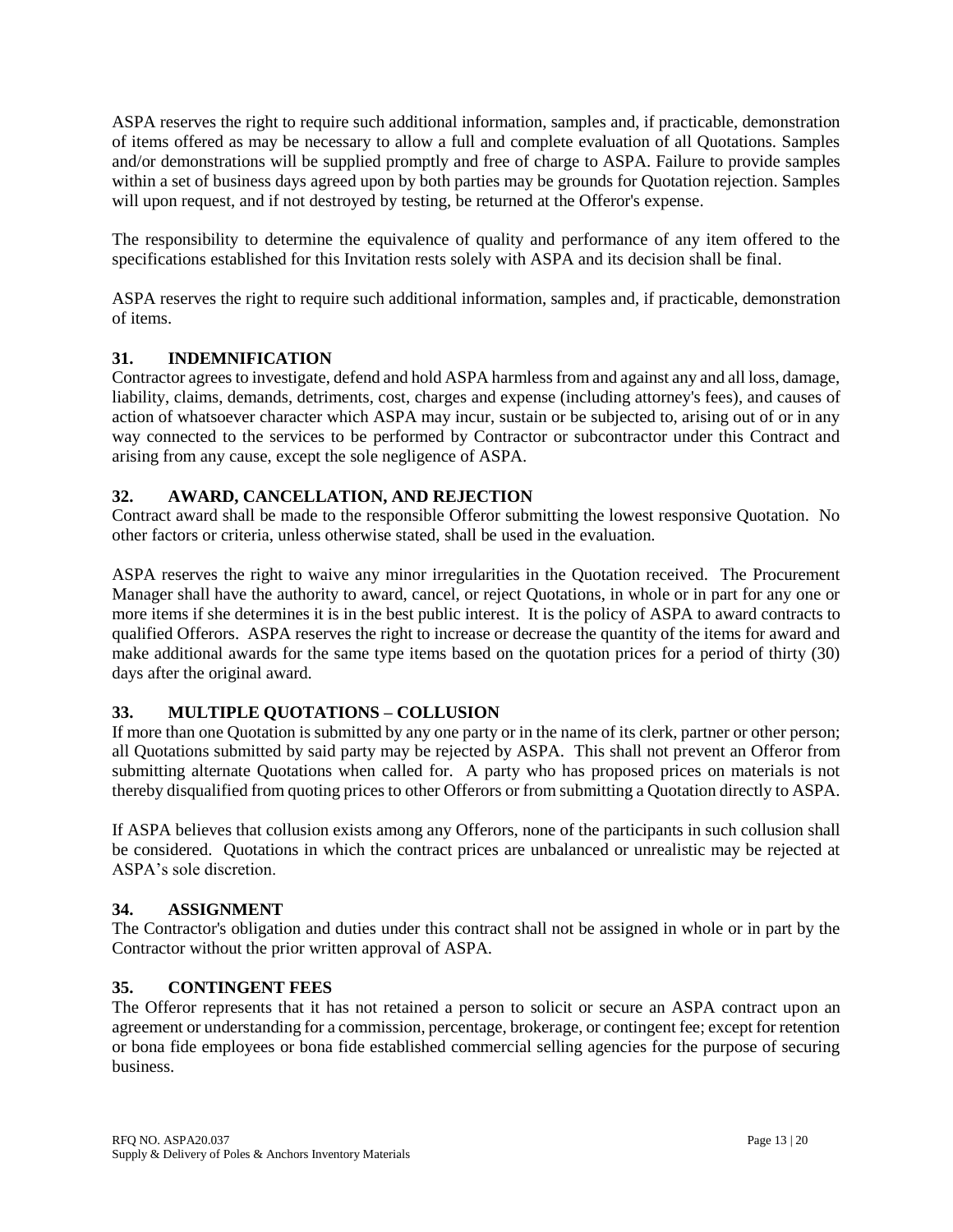ASPA reserves the right to require such additional information, samples and, if practicable, demonstration of items offered as may be necessary to allow a full and complete evaluation of all Quotations. Samples and/or demonstrations will be supplied promptly and free of charge to ASPA. Failure to provide samples within a set of business days agreed upon by both parties may be grounds for Quotation rejection. Samples will upon request, and if not destroyed by testing, be returned at the Offeror's expense.

The responsibility to determine the equivalence of quality and performance of any item offered to the specifications established for this Invitation rests solely with ASPA and its decision shall be final.

ASPA reserves the right to require such additional information, samples and, if practicable, demonstration of items.

## 31. INDEMNIFICATION

Contractor agrees to investigate, defend and hold ASPA harmless from and against any and all loss, damage, liability, claims, demands, detriments, cost, charges and expense (including attorney's fees), and causes of action of whatsoever character which ASPA may incur, sustain or be subjected to, arising out of or in any way connected to the services to be performed by Contractor or subcontractor under this Contract and arising from any cause, except the sole negligence of ASPA.

## 32. AWARD, CANCELLATION, AND REJECTION

Contract award shall be made to the responsible Offeror submitting the lowest responsive Quotation. No other factors or criteria, unless otherwise stated, shall be used in the evaluation.

ASPA reserves the right to waive any minor irregularities in the Quotation received. The Procurement Manager shall have the authority to award, cancel, or reject Quotations, in whole or in part for any one or more items if she determines it is in the best public interest. It is the policy of ASPA to award contracts to qualified Offerors. ASPA reserves the right to increase or decrease the quantity of the items for award and make additional awards for the same type items based on the quotation prices for a period of thirty (30) days after the original award.

## 33. MULTIPLE QUOTATIONS – COLLUSION

If more than one Quotation is submitted by any one party or in the name of its clerk, partner or other person; all Quotations submitted by said party may be rejected by ASPA. This shall not prevent an Offeror from submitting alternate Quotations when called for. A party who has proposed prices on materials is not thereby disqualified from quoting prices to other Offerors or from submitting a Quotation directly to ASPA.

If ASPA believes that collusion exists among any Offerors, none of the participants in such collusion shall be considered. Quotations in which the contract prices are unbalanced or unrealistic may be rejected at ASPA's sole discretion.

## 34. ASSIGNMENT

The Contractor's obligation and duties under this contract shall not be assigned in whole or in part by the Contractor without the prior written approval of ASPA.

## 35. CONTINGENT FEES

The Offeror represents that it has not retained a person to solicit or secure an ASPA contract upon an agreement or understanding for a commission, percentage, brokerage, or contingent fee; except for retention or bona fide employees or bona fide established commercial selling agencies for the purpose of securing business.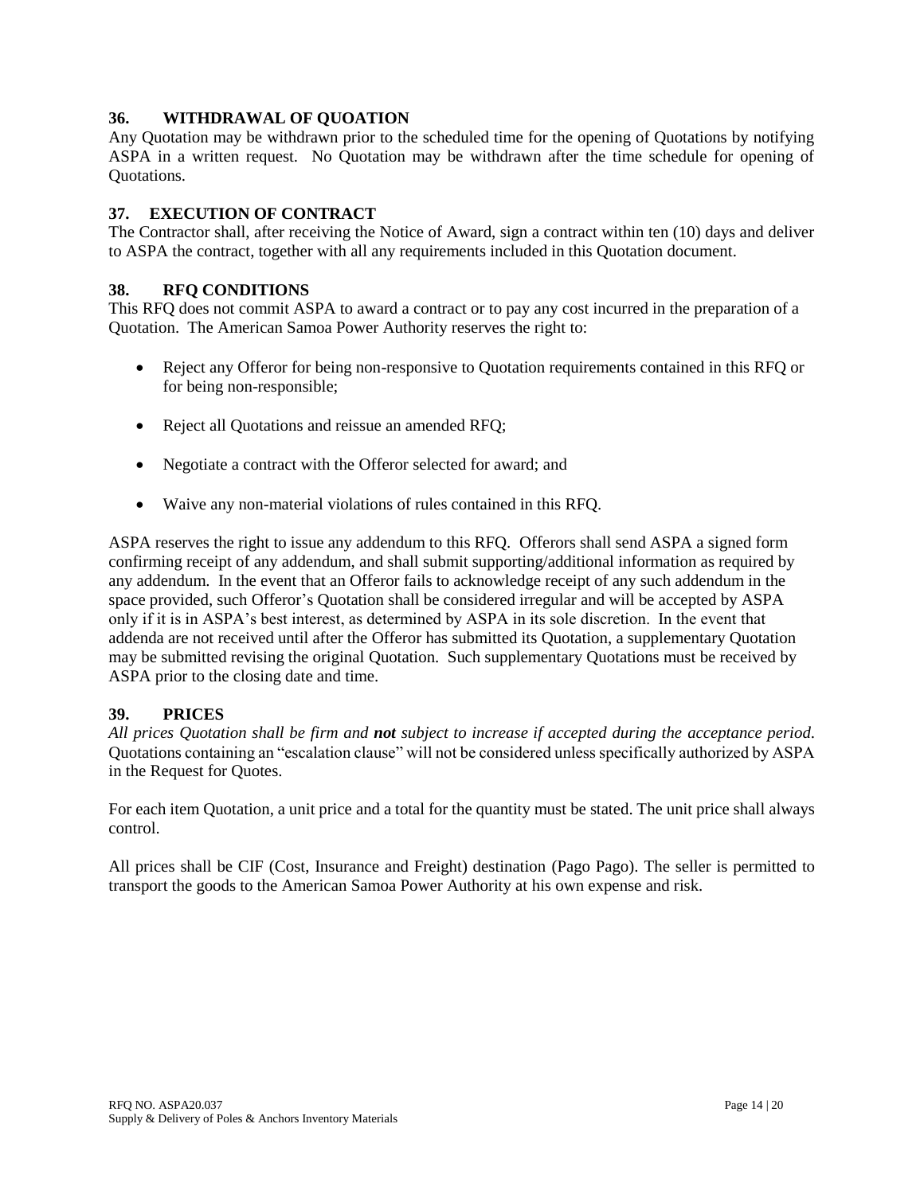## 36. WITHDRAWAL OF QUOATION

Any Quotation may be withdrawn prior to the scheduled time for the opening of Quotations by notifying ASPA in a written request. No Quotation may be withdrawn after the time schedule for opening of Quotations.

## 37. EXECUTION OF CONTRACT

The Contractor shall, after receiving the Notice of Award, sign a contract within ten (10) days and deliver to ASPA the contract, together with all any requirements included in this Quotation document.

## 38. RFQ CONDITIONS

This RFQ does not commit ASPA to award a contract or to pay any cost incurred in the preparation of a Quotation. The American Samoa Power Authority reserves the right to:

- Reject any Offeror for being non-responsive to Quotation requirements contained in this RFQ or for being non-responsible;
- Reject all Quotations and reissue an amended RFQ;
- Negotiate a contract with the Offeror selected for award; and
- Waive any non-material violations of rules contained in this RFQ.

ASPA reserves the right to issue any addendum to this RFQ. Offerors shall send ASPA a signed form confirming receipt of any addendum, and shall submit supporting/additional information as required by any addendum. In the event that an Offeror fails to acknowledge receipt of any such addendum in the space provided, such Offeror's Quotation shall be considered irregular and will be accepted by ASPA only if it is in ASPA's best interest, as determined by ASPA in its sole discretion. In the event that addenda are not received until after the Offeror has submitted its Quotation, a supplementary Quotation may be submitted revising the original Quotation. Such supplementary Quotations must be received by ASPA prior to the closing date and time.

## 39. PRICES

*All prices Quotation shall be firm and **not** subject to increase if accepted during the acceptance period.* Quotations containing an "escalation clause" will not be considered unless specifically authorized by ASPA in the Request for Quotes.

For each item Quotation, a unit price and a total for the quantity must be stated. The unit price shall always control.

All prices shall be CIF (Cost, Insurance and Freight) destination (Pago Pago). The seller is permitted to transport the goods to the American Samoa Power Authority at his own expense and risk.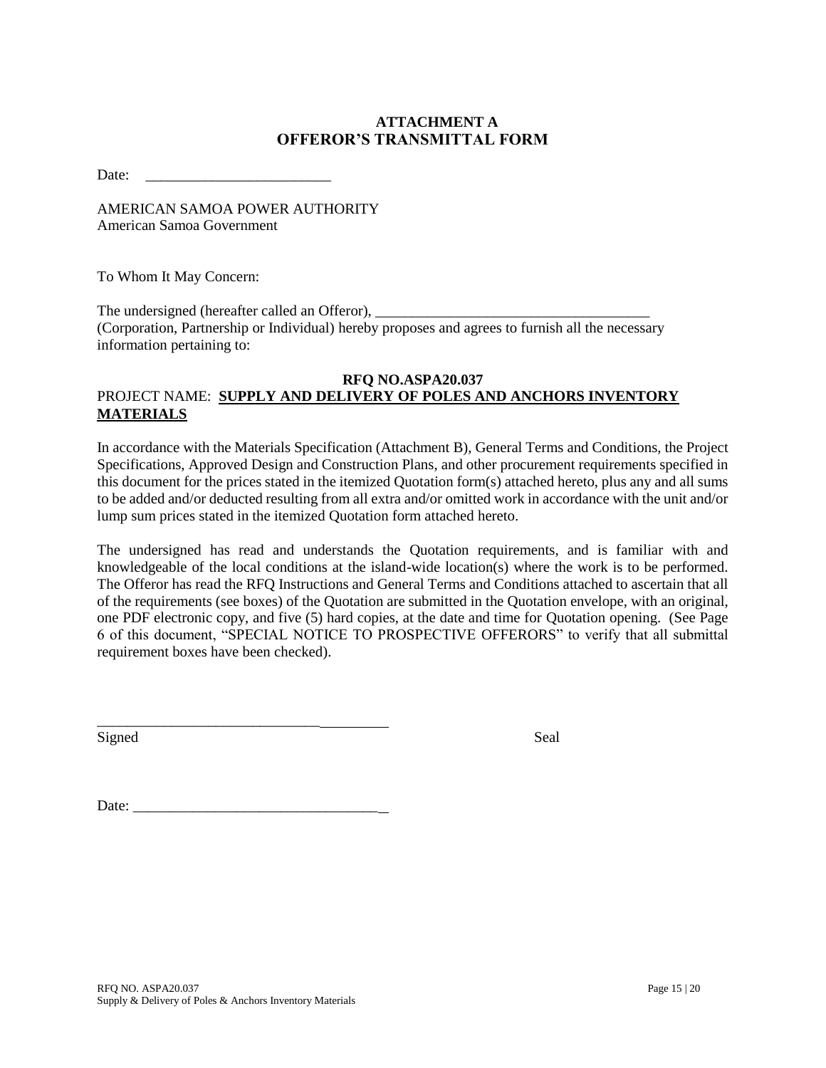## ATTACHMENT A
## OFFEROR'S TRANSMITTAL FORM

Date: _________________________

AMERICAN SAMOA POWER AUTHORITY
American Samoa Government

To Whom It May Concern:

The undersigned (hereafter called an Offeror), ____________________________________ (Corporation, Partnership or Individual) hereby proposes and agrees to furnish all the necessary information pertaining to:

**RFQ NO.ASPA20.037**

PROJECT NAME: **SUPPLY AND DELIVERY OF POLES AND ANCHORS INVENTORY MATERIALS**

In accordance with the Materials Specification (Attachment B), General Terms and Conditions, the Project Specifications, Approved Design and Construction Plans, and other procurement requirements specified in this document for the prices stated in the itemized Quotation form(s) attached hereto, plus any and all sums to be added and/or deducted resulting from all extra and/or omitted work in accordance with the unit and/or lump sum prices stated in the itemized Quotation form attached hereto.

The undersigned has read and understands the Quotation requirements, and is familiar with and knowledgeable of the local conditions at the island-wide location(s) where the work is to be performed. The Offeror has read the RFQ Instructions and General Terms and Conditions attached to ascertain that all of the requirements (see boxes) of the Quotation are submitted in the Quotation envelope, with an original, one PDF electronic copy, and five (5) hard copies, at the date and time for Quotation opening. (See Page 6 of this document, "SPECIAL NOTICE TO PROSPECTIVE OFFERORS" to verify that all submittal requirement boxes have been checked).

_______________________________________

Signed                                                                                    Seal

Date: __________________________________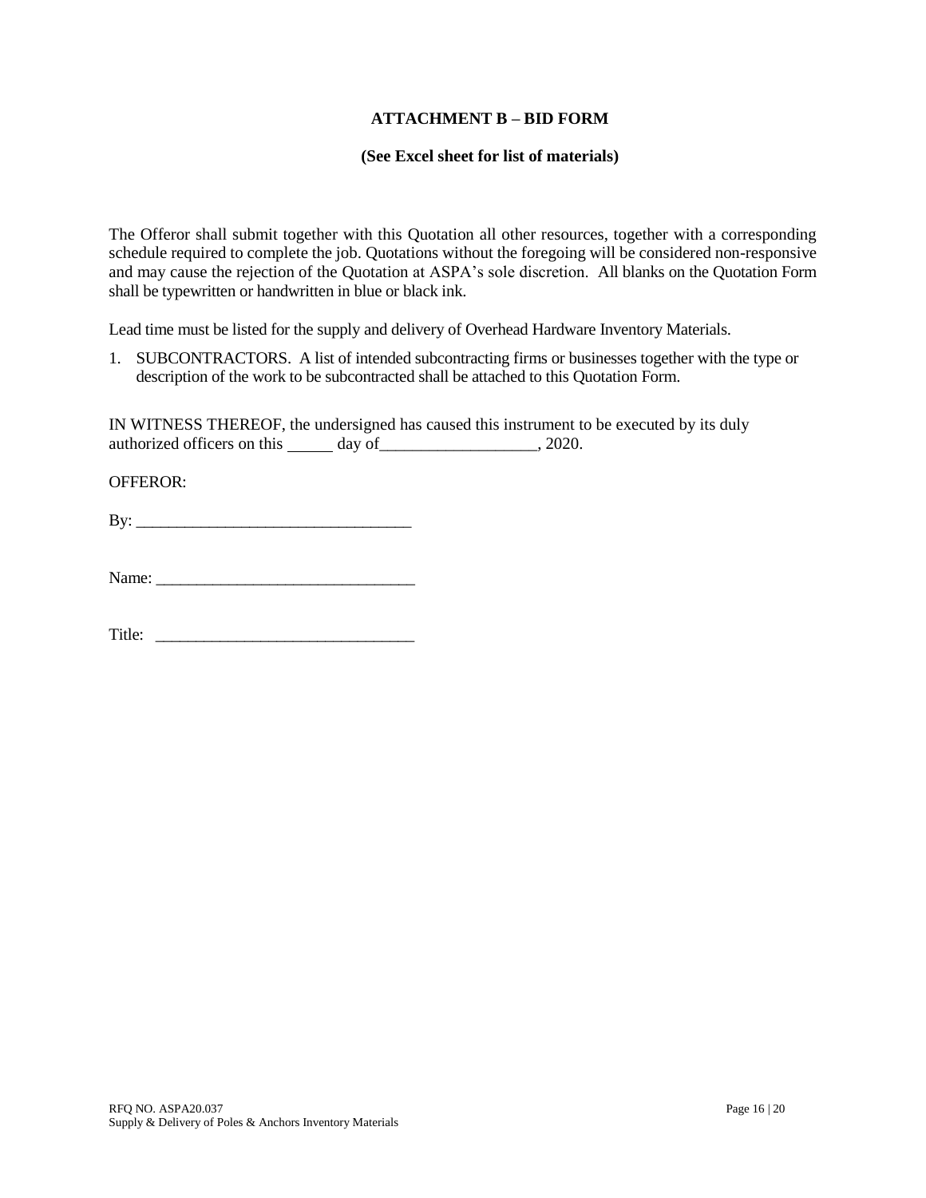## ATTACHMENT B – BID FORM

**(See Excel sheet for list of materials)**

The Offeror shall submit together with this Quotation all other resources, together with a corresponding schedule required to complete the job. Quotations without the foregoing will be considered non-responsive and may cause the rejection of the Quotation at ASPA's sole discretion. All blanks on the Quotation Form shall be typewritten or handwritten in blue or black ink.

Lead time must be listed for the supply and delivery of Overhead Hardware Inventory Materials.

1. SUBCONTRACTORS. A list of intended subcontracting firms or businesses together with the type or description of the work to be subcontracted shall be attached to this Quotation Form.

IN WITNESS THEREOF, the undersigned has caused this instrument to be executed by its duly authorized officers on this _____ day of___________________, 2020.

OFFEROR:

By: _________________________________

Name: _______________________________

Title: _______________________________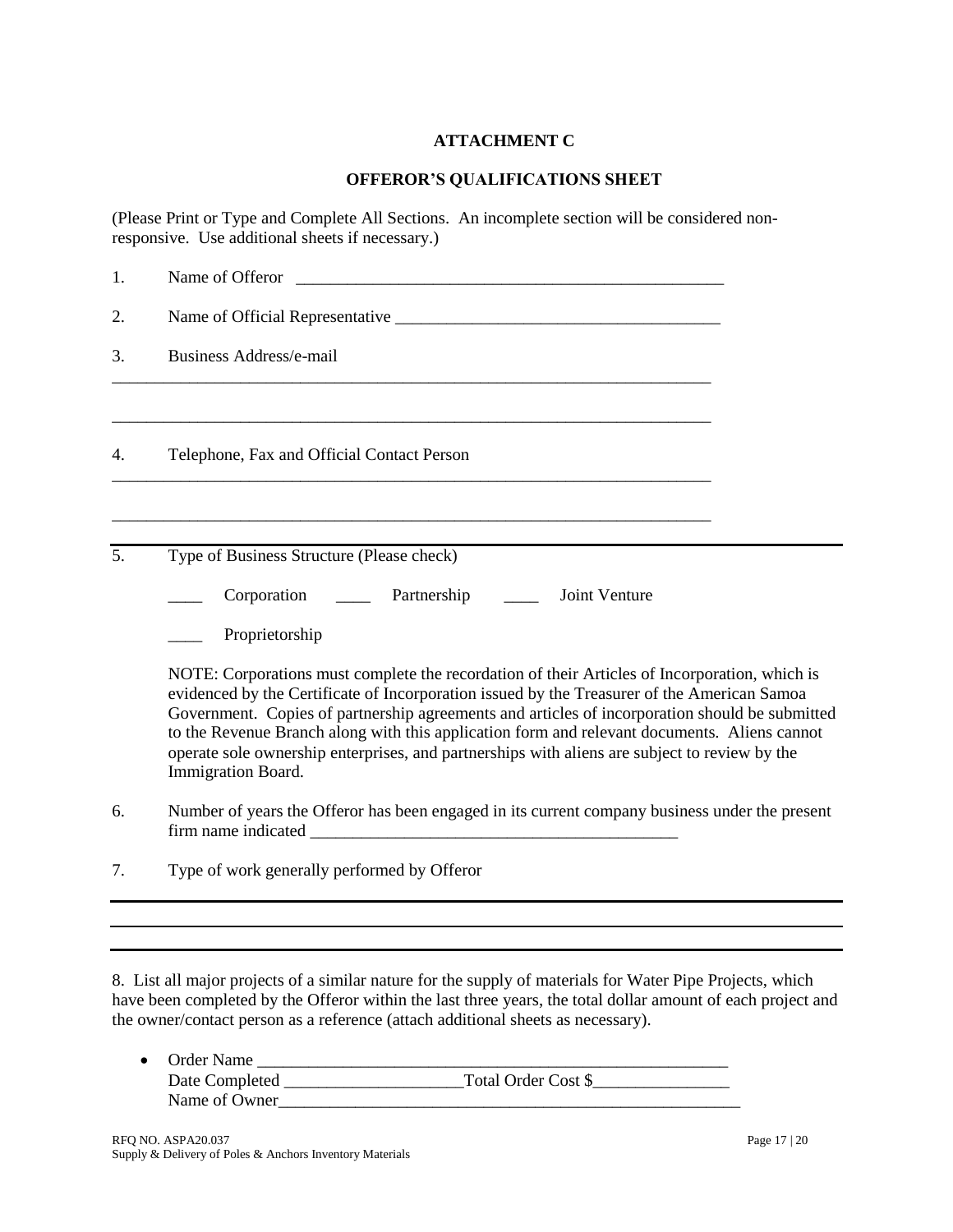**ATTACHMENT C**

**OFFEROR'S QUALIFICATIONS SHEET**

(Please Print or Type and Complete All Sections. An incomplete section will be considered non-responsive. Use additional sheets if necessary.)

1. Name of Offeror ____________________________________________________

2. Name of Official Representative ______________________________________

3. Business Address/e-mail

___________________________________________________________________________

___________________________________________________________________________

4. Telephone, Fax and Official Contact Person

___________________________________________________________________________

___________________________________________________________________________

5. Type of Business Structure (Please check)

____ Corporation ____ Partnership ____ Joint Venture

____ Proprietorship

NOTE: Corporations must complete the recordation of their Articles of Incorporation, which is evidenced by the Certificate of Incorporation issued by the Treasurer of the American Samoa Government. Copies of partnership agreements and articles of incorporation should be submitted to the Revenue Branch along with this application form and relevant documents. Aliens cannot operate sole ownership enterprises, and partnerships with aliens are subject to review by the Immigration Board.

6. Number of years the Offeror has been engaged in its current company business under the present firm name indicated ____________________________________________

7. Type of work generally performed by Offeror

___________________________________________________________________________

___________________________________________________________________________

8. List all major projects of a similar nature for the supply of materials for Water Pipe Projects, which have been completed by the Offeror within the last three years, the total dollar amount of each project and the owner/contact person as a reference (attach additional sheets as necessary).

- Order Name ____________________________________________________
  Date Completed ____________________Total Order Cost $________________
  Name of Owner________________________________________________________

RFQ NO. ASPA20.037
Supply & Delivery of Poles & Anchors Inventory Materials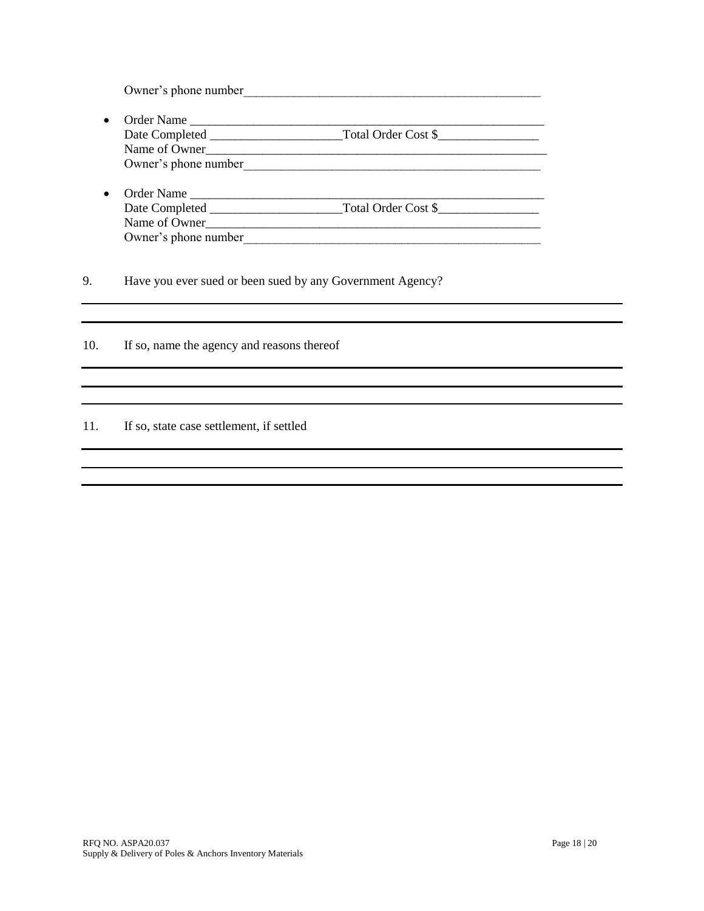Owner's phone number_______________________________________________

- Order Name _________________________________________________________
  Date Completed ____________________Total Order Cost $_______________
  Name of Owner______________________________________________________
  Owner's phone number_______________________________________________

- Order Name _________________________________________________________
  Date Completed ____________________Total Order Cost $_______________
  Name of Owner_____________________________________________________
  Owner's phone number_______________________________________________

9. Have you ever sued or been sued by any Government Agency?

___________________________________________________________________________

___________________________________________________________________________

10. If so, name the agency and reasons thereof

___________________________________________________________________________

___________________________________________________________________________

___________________________________________________________________________

11. If so, state case settlement, if settled

___________________________________________________________________________

___________________________________________________________________________

___________________________________________________________________________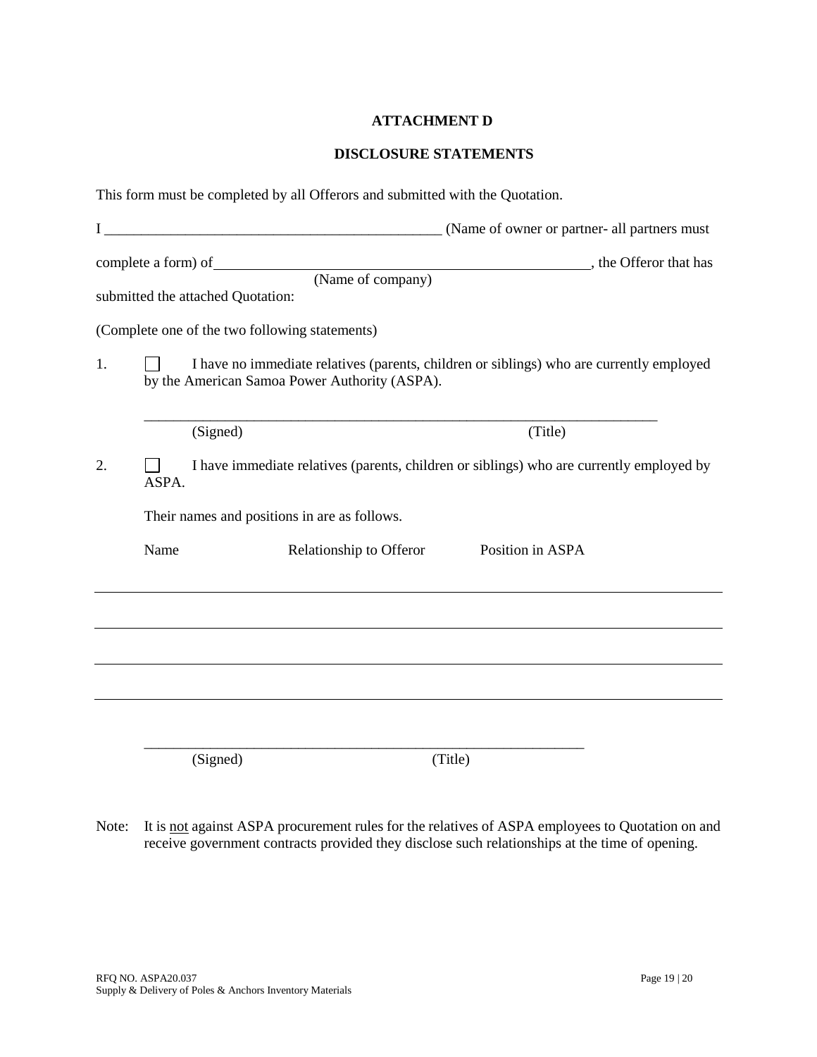**ATTACHMENT D**

**DISCLOSURE STATEMENTS**

This form must be completed by all Offerors and submitted with the Quotation.

I ______________________________________________ (Name of owner or partner- all partners must complete a form) of ______________________________________________, the Offeror that has
(Name of company)
submitted the attached Quotation:

(Complete one of the two following statements)

1. ☐ I have no immediate relatives (parents, children or siblings) who are currently employed by the American Samoa Power Authority (ASPA).

   ______________________________________________________________________
   (Signed) (Title)

2. ☐ I have immediate relatives (parents, children or siblings) who are currently employed by ASPA.

   Their names and positions in are as follows.

| Name | Relationship to Offeror | Position in ASPA |
|---|---|---|
| | | |
| | | |
| | | |
| | | |

   ______________________________________________________________________
   (Signed) (Title)

Note: It is not against ASPA procurement rules for the relatives of ASPA employees to Quotation on and receive government contracts provided they disclose such relationships at the time of opening.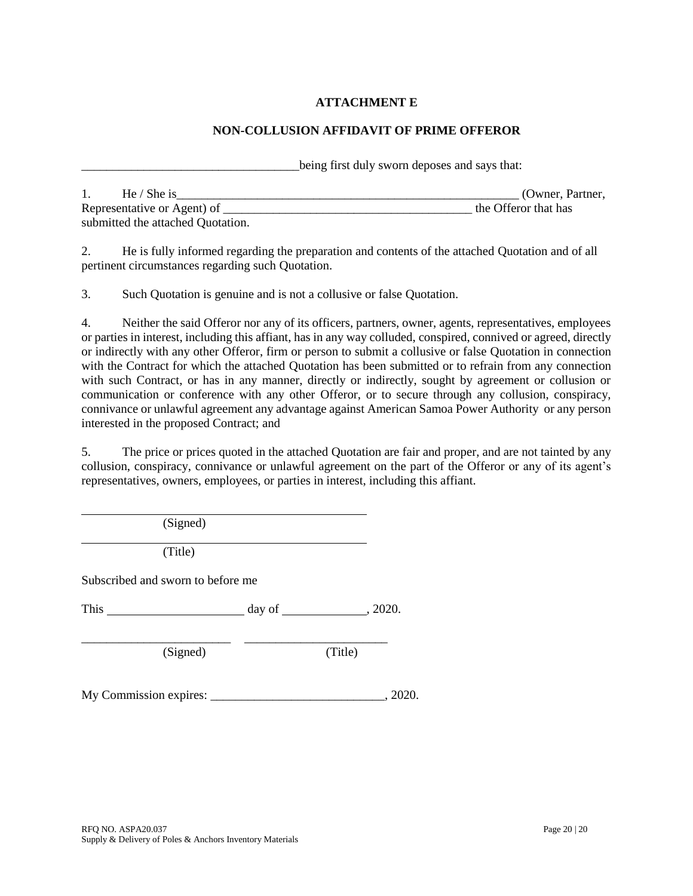## ATTACHMENT E

## NON-COLLUSION AFFIDAVIT OF PRIME OFFEROR

___________________________________being first duly sworn deposes and says that:

1. He / She is________________________________________________________ (Owner, Partner, Representative or Agent) of _______________________________________ the Offeror that has submitted the attached Quotation.

2. He is fully informed regarding the preparation and contents of the attached Quotation and of all pertinent circumstances regarding such Quotation.

3. Such Quotation is genuine and is not a collusive or false Quotation.

4. Neither the said Offeror nor any of its officers, partners, owner, agents, representatives, employees or parties in interest, including this affiant, has in any way colluded, conspired, connived or agreed, directly or indirectly with any other Offeror, firm or person to submit a collusive or false Quotation in connection with the Contract for which the attached Quotation has been submitted or to refrain from any connection with such Contract, or has in any manner, directly or indirectly, sought by agreement or collusion or communication or conference with any other Offeror, or to secure through any collusion, conspiracy, connivance or unlawful agreement any advantage against American Samoa Power Authority or any person interested in the proposed Contract; and

5. The price or prices quoted in the attached Quotation are fair and proper, and are not tainted by any collusion, conspiracy, connivance or unlawful agreement on the part of the Offeror or any of its agent's representatives, owners, employees, or parties in interest, including this affiant.

_______________________________________
(Signed)

_______________________________________
(Title)

Subscribed and sworn to before me

This ____________________ day of ____________, 2020.

_______________________ _______________________
(Signed) (Title)

My Commission expires: ___________________________, 2020.

RFQ NO. ASPA20.037
Supply & Delivery of Poles & Anchors Inventory Materials